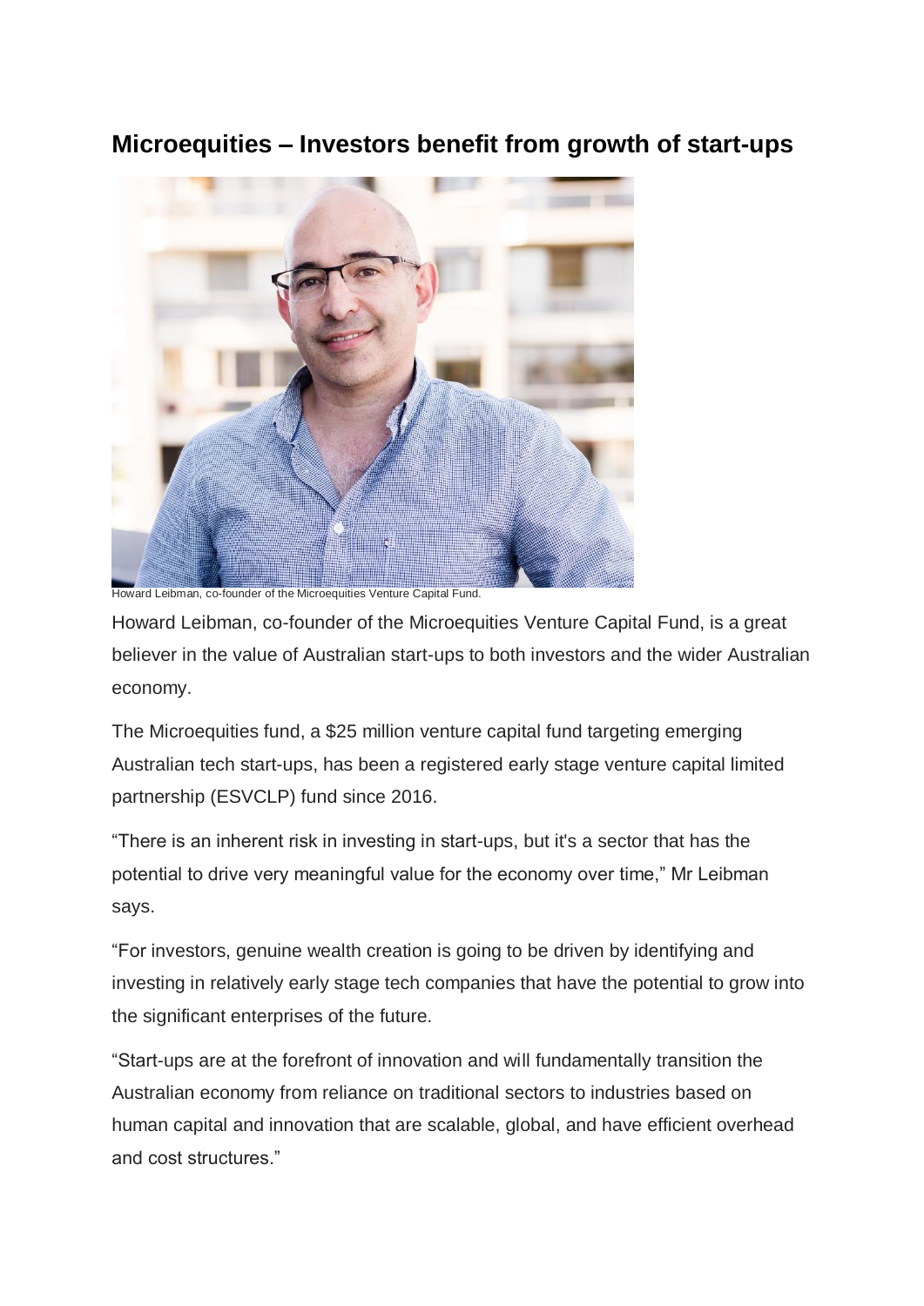# Microequities – Investors benefit from growth of start-ups

Howard Leibman, co-founder of the Microequities Venture Capital Fund.

Howard Leibman, co-founder of the Microequities Venture Capital Fund, is a great believer in the value of Australian start-ups to both investors and the wider Australian economy.

The Microequities fund, a $25 million venture capital fund targeting emerging Australian tech start-ups, has been a registered early stage venture capital limited partnership (ESVCLP) fund since 2016.

"There is an inherent risk in investing in start-ups, but it's a sector that has the potential to drive very meaningful value for the economy over time," Mr Leibman says.

"For investors, genuine wealth creation is going to be driven by identifying and investing in relatively early stage tech companies that have the potential to grow into the significant enterprises of the future.

"Start-ups are at the forefront of innovation and will fundamentally transition the Australian economy from reliance on traditional sectors to industries based on human capital and innovation that are scalable, global, and have efficient overhead and cost structures."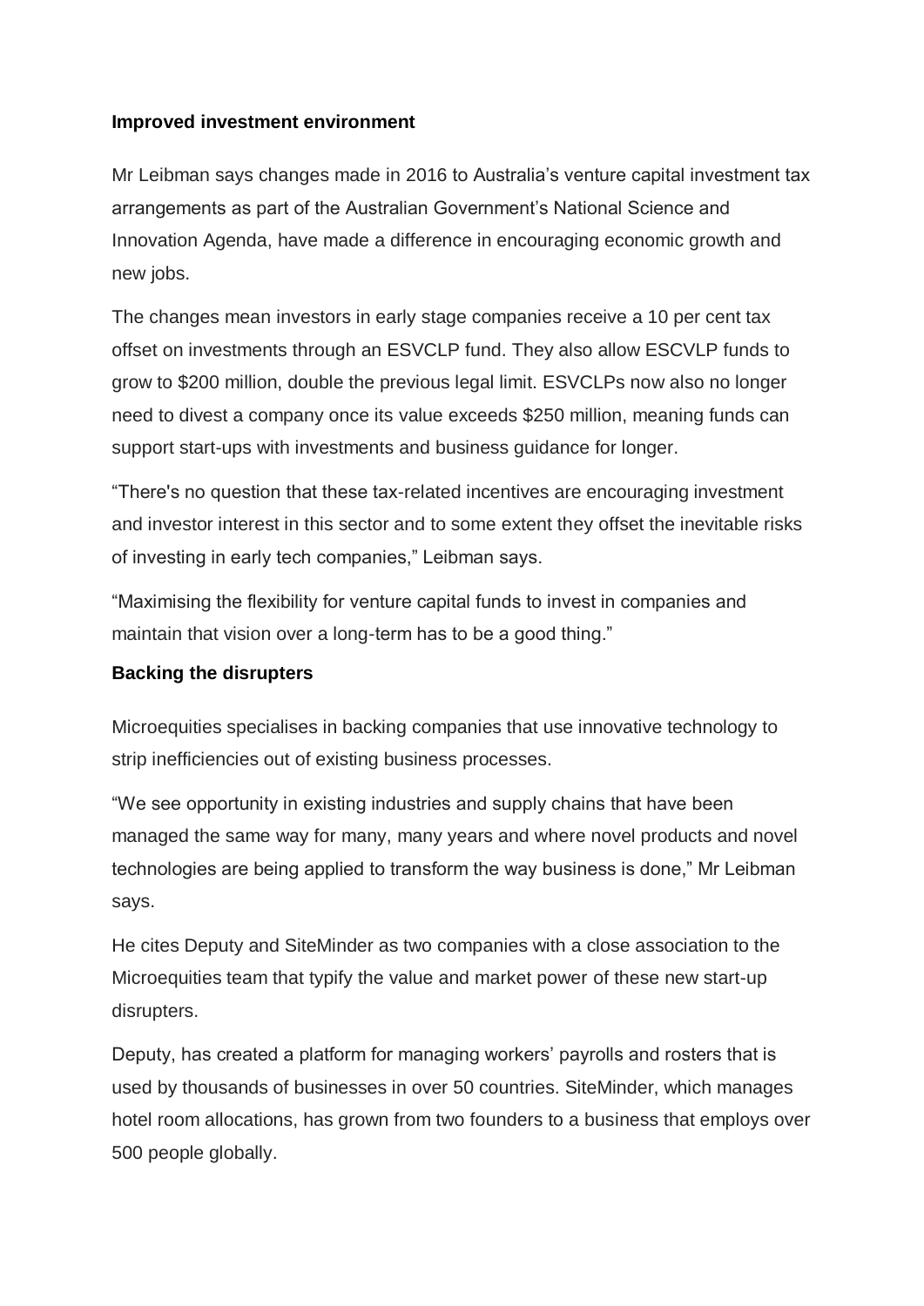**Improved investment environment**

Mr Leibman says changes made in 2016 to Australia's venture capital investment tax arrangements as part of the Australian Government's National Science and Innovation Agenda, have made a difference in encouraging economic growth and new jobs.

The changes mean investors in early stage companies receive a 10 per cent tax offset on investments through an ESVCLP fund. They also allow ESCVLP funds to grow to $200 million, double the previous legal limit. ESVCLPs now also no longer need to divest a company once its value exceeds $250 million, meaning funds can support start-ups with investments and business guidance for longer.

"There's no question that these tax-related incentives are encouraging investment and investor interest in this sector and to some extent they offset the inevitable risks of investing in early tech companies," Leibman says.

"Maximising the flexibility for venture capital funds to invest in companies and maintain that vision over a long-term has to be a good thing."

**Backing the disrupters**

Microequities specialises in backing companies that use innovative technology to strip inefficiencies out of existing business processes.

"We see opportunity in existing industries and supply chains that have been managed the same way for many, many years and where novel products and novel technologies are being applied to transform the way business is done," Mr Leibman says.

He cites Deputy and SiteMinder as two companies with a close association to the Microequities team that typify the value and market power of these new start-up disrupters.

Deputy, has created a platform for managing workers' payrolls and rosters that is used by thousands of businesses in over 50 countries. SiteMinder, which manages hotel room allocations, has grown from two founders to a business that employs over 500 people globally.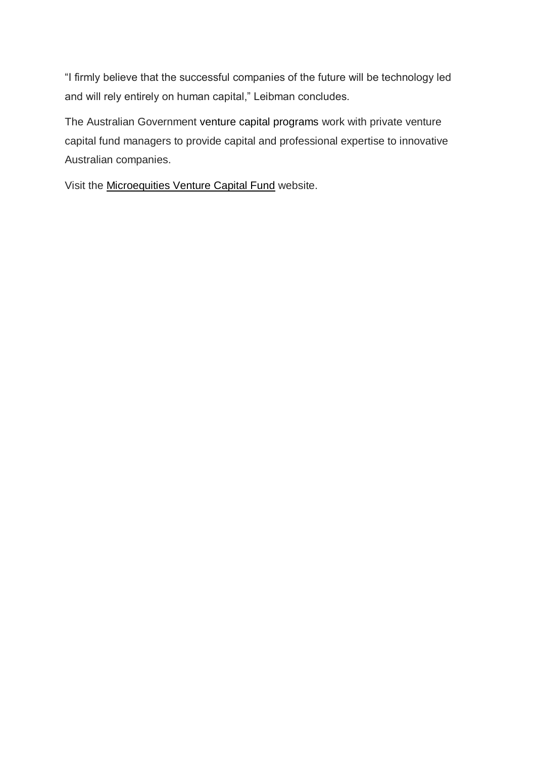"I firmly believe that the successful companies of the future will be technology led and will rely entirely on human capital," Leibman concludes.

The Australian Government venture capital programs work with private venture capital fund managers to provide capital and professional expertise to innovative Australian companies.

Visit the Microequities Venture Capital Fund website.